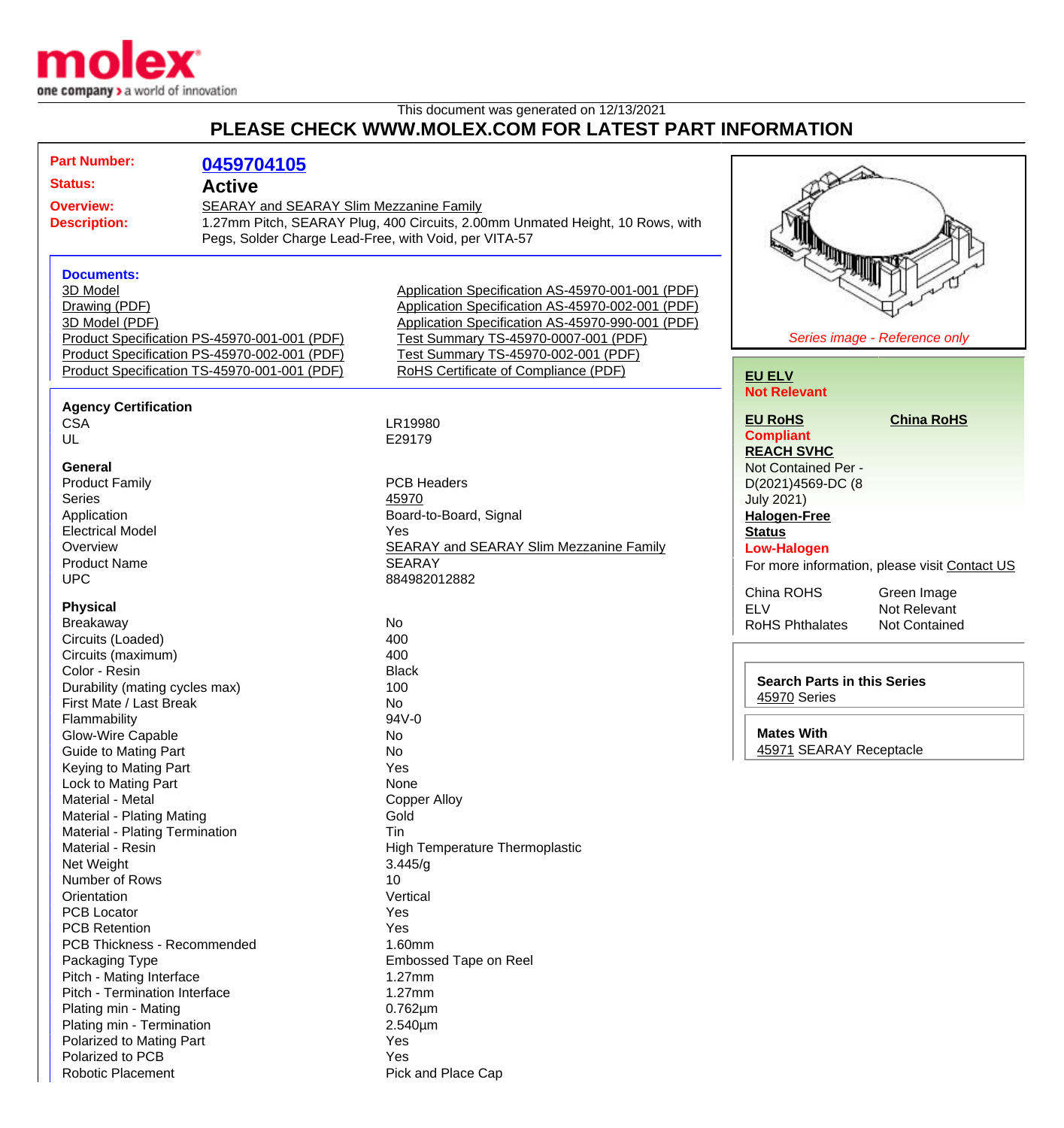molex
one company > a world of innovation

This document was generated on 12/13/2021

# PLEASE CHECK WWW.MOLEX.COM FOR LATEST PART INFORMATION

**Part Number:** 0459704105

**Status:** Active

**Overview:** SEARAY and SEARAY Slim Mezzanine Family

**Description:** 1.27mm Pitch, SEARAY Plug, 400 Circuits, 2.00mm Unmated Height, 10 Rows, with Pegs, Solder Charge Lead-Free, with Void, per VITA-57

*Series image - Reference only*

**Documents:**

- 3D Model
- Drawing (PDF)
- 3D Model (PDF)
- Product Specification PS-45970-001-001 (PDF)
- Product Specification PS-45970-002-001 (PDF)
- Product Specification TS-45970-001-001 (PDF)
- Application Specification AS-45970-001-001 (PDF)
- Application Specification AS-45970-002-001 (PDF)
- Application Specification AS-45970-990-001 (PDF)
- Test Summary TS-45970-0007-001 (PDF)
- Test Summary TS-45970-002-001 (PDF)
- RoHS Certificate of Compliance (PDF)

**EU ELV**
Not Relevant

**EU RoHS** | **China RoHS**
Compliant

**REACH SVHC**
Not Contained Per - D(2021)4569-DC (8 July 2021)

**Halogen-Free Status**
Low-Halogen

For more information, please visit Contact US

| | |
|---|---|
| China ROHS | Green Image |
| ELV | Not Relevant |
| RoHS Phthalates | Not Contained |

**Search Parts in this Series**
45970 Series

**Mates With**
45971 SEARAY Receptacle

### Agency Certification

| | |
|---|---|
| CSA | LR19980 |
| UL | E29179 |

### General

| | |
|---|---|
| Product Family | PCB Headers |
| Series | 45970 |
| Application | Board-to-Board, Signal |
| Electrical Model | Yes |
| Overview | SEARAY and SEARAY Slim Mezzanine Family |
| Product Name | SEARAY |
| UPC | 884982012882 |

### Physical

| | |
|---|---|
| Breakaway | No |
| Circuits (Loaded) | 400 |
| Circuits (maximum) | 400 |
| Color - Resin | Black |
| Durability (mating cycles max) | 100 |
| First Mate / Last Break | No |
| Flammability | 94V-0 |
| Glow-Wire Capable | No |
| Guide to Mating Part | No |
| Keying to Mating Part | Yes |
| Lock to Mating Part | None |
| Material - Metal | Copper Alloy |
| Material - Plating Mating | Gold |
| Material - Plating Termination | Tin |
| Material - Resin | High Temperature Thermoplastic |
| Net Weight | 3.445/g |
| Number of Rows | 10 |
| Orientation | Vertical |
| PCB Locator | Yes |
| PCB Retention | Yes |
| PCB Thickness - Recommended | 1.60mm |
| Packaging Type | Embossed Tape on Reel |
| Pitch - Mating Interface | 1.27mm |
| Pitch - Termination Interface | 1.27mm |
| Plating min - Mating | 0.762µm |
| Plating min - Termination | 2.540µm |
| Polarized to Mating Part | Yes |
| Polarized to PCB | Yes |
| Robotic Placement | Pick and Place Cap |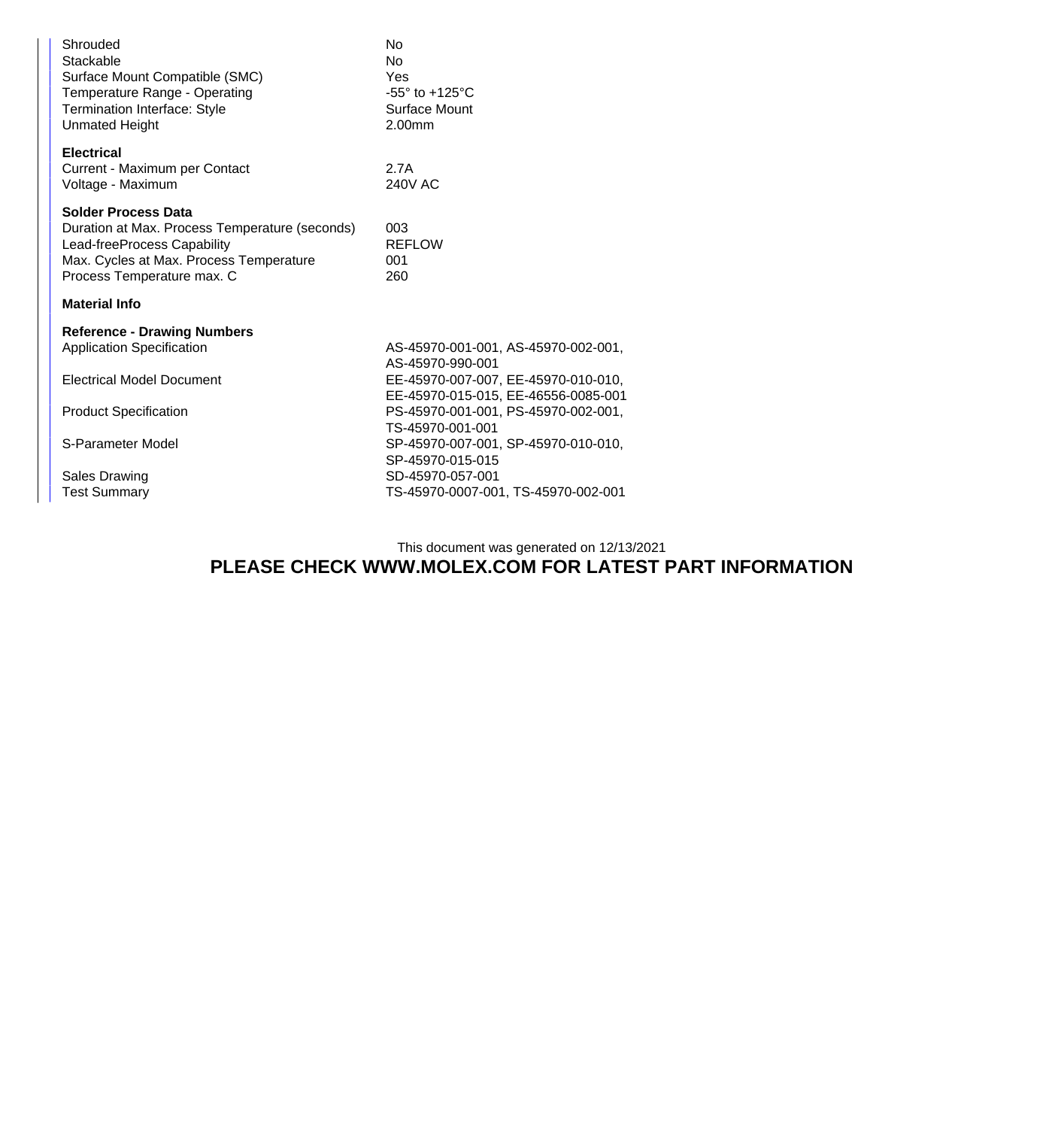| | |
|---|---|
| Shrouded | No |
| Stackable | No |
| Surface Mount Compatible (SMC) | Yes |
| Temperature Range - Operating | -55° to +125°C |
| Termination Interface: Style | Surface Mount |
| Unmated Height | 2.00mm |

**Electrical**

| | |
|---|---|
| Current - Maximum per Contact | 2.7A |
| Voltage - Maximum | 240V AC |

**Solder Process Data**

| | |
|---|---|
| Duration at Max. Process Temperature (seconds) | 003 |
| Lead-freeProcess Capability | REFLOW |
| Max. Cycles at Max. Process Temperature | 001 |
| Process Temperature max. C | 260 |

**Material Info**

**Reference - Drawing Numbers**

| | |
|---|---|
| Application Specification | AS-45970-001-001, AS-45970-002-001, AS-45970-990-001 |
| Electrical Model Document | EE-45970-007-007, EE-45970-010-010, EE-45970-015-015, EE-46556-0085-001 |
| Product Specification | PS-45970-001-001, PS-45970-002-001, TS-45970-001-001 |
| S-Parameter Model | SP-45970-007-001, SP-45970-010-010, SP-45970-015-015 |
| Sales Drawing | SD-45970-057-001 |
| Test Summary | TS-45970-0007-001, TS-45970-002-001 |

This document was generated on 12/13/2021

**PLEASE CHECK WWW.MOLEX.COM FOR LATEST PART INFORMATION**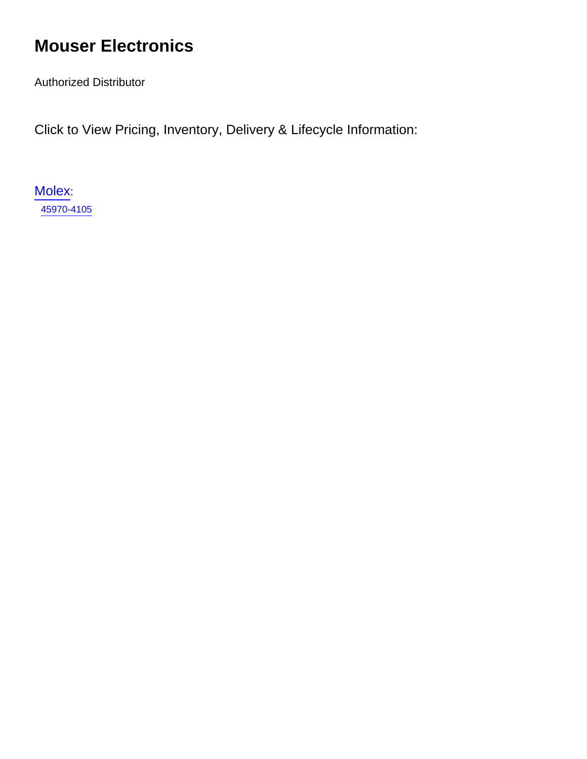# Mouser Electronics

Authorized Distributor

Click to View Pricing, Inventory, Delivery & Lifecycle Information:

Molex:

45970-4105